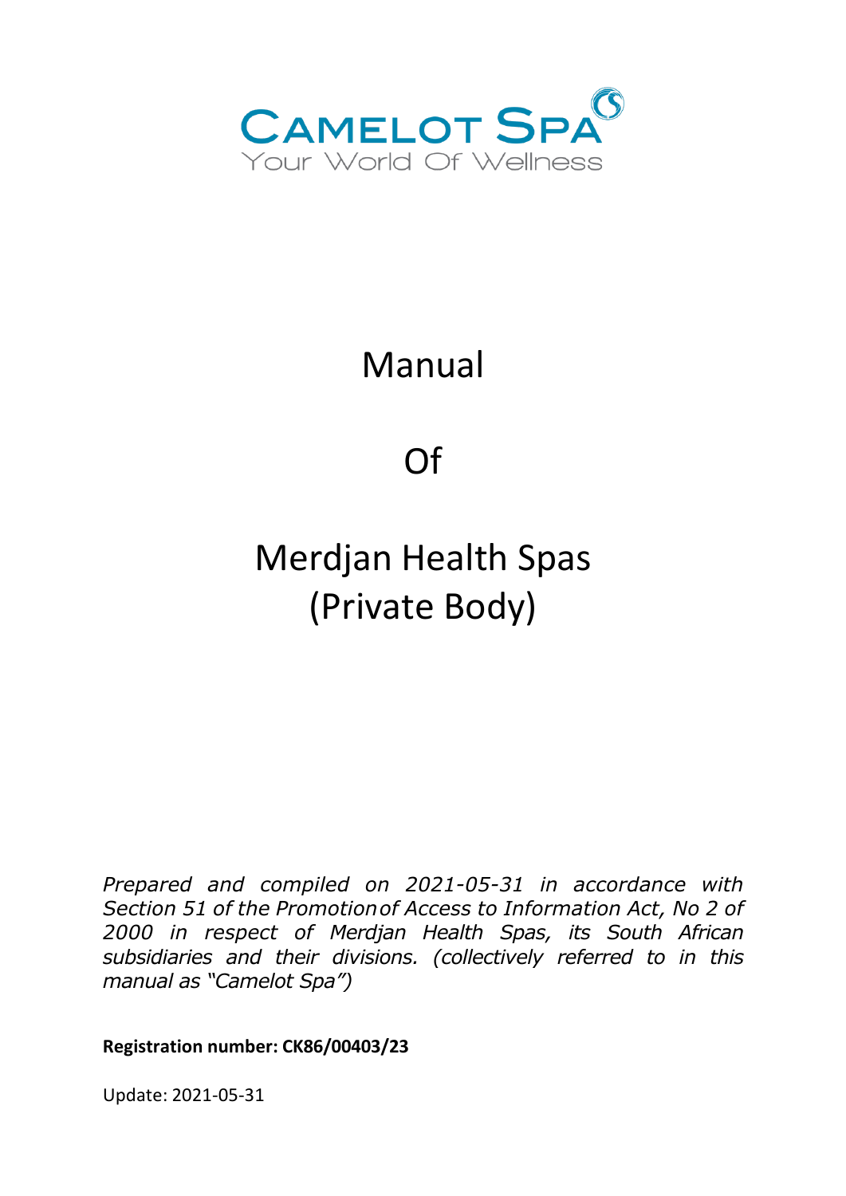CAMELOT SPA

Your World Of Wellness

# Manual

# Of

# Merdjan Health Spas (Private Body)

*Prepared and compiled on 2021-05-31 in accordance with Section 51 of the Promotion of Access to Information Act, No 2 of 2000 in respect of Merdjan Health Spas, its South African subsidiaries and their divisions. (collectively referred to in this manual as "Camelot Spa")*

**Registration number: CK86/00403/23**

Update: 2021-05-31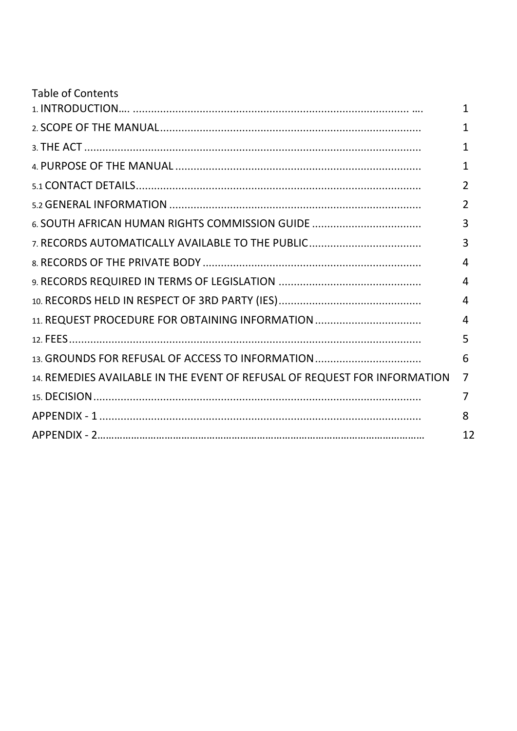Table of Contents

| | |
|---|---|
| 1. INTRODUCTION…. | 1 |
| 2. SCOPE OF THE MANUAL | 1 |
| 3. THE ACT | 1 |
| 4. PURPOSE OF THE MANUAL | 1 |
| 5.1 CONTACT DETAILS | 2 |
| 5.2 GENERAL INFORMATION | 2 |
| 6. SOUTH AFRICAN HUMAN RIGHTS COMMISSION GUIDE | 3 |
| 7. RECORDS AUTOMATICALLY AVAILABLE TO THE PUBLIC | 3 |
| 8. RECORDS OF THE PRIVATE BODY | 4 |
| 9. RECORDS REQUIRED IN TERMS OF LEGISLATION | 4 |
| 10. RECORDS HELD IN RESPECT OF 3RD PARTY (IES) | 4 |
| 11. REQUEST PROCEDURE FOR OBTAINING INFORMATION | 4 |
| 12. FEES | 5 |
| 13. GROUNDS FOR REFUSAL OF ACCESS TO INFORMATION | 6 |
| 14. REMEDIES AVAILABLE IN THE EVENT OF REFUSAL OF REQUEST FOR INFORMATION | 7 |
| 15. DECISION | 7 |
| APPENDIX - 1 | 8 |
| APPENDIX - 2 | 12 |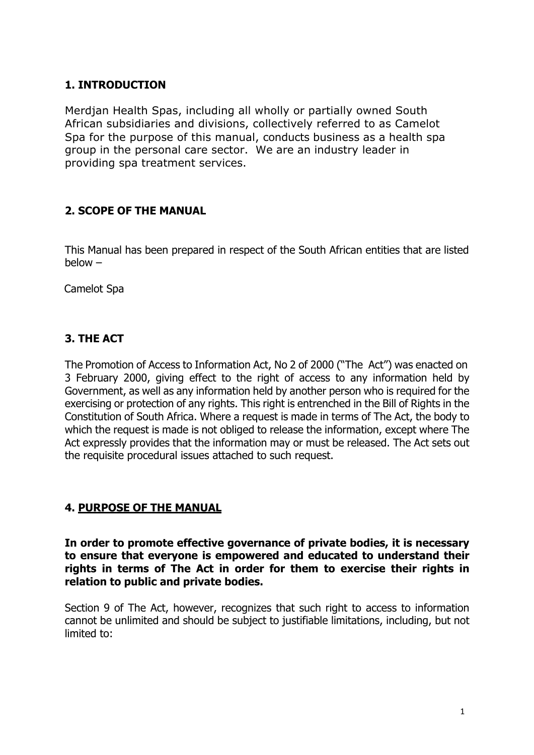## 1. INTRODUCTION

Merdjan Health Spas, including all wholly or partially owned South African subsidiaries and divisions, collectively referred to as Camelot Spa for the purpose of this manual, conducts business as a health spa group in the personal care sector. We are an industry leader in providing spa treatment services.

## 2. SCOPE OF THE MANUAL

This Manual has been prepared in respect of the South African entities that are listed below –

Camelot Spa

## 3. THE ACT

The Promotion of Access to Information Act, No 2 of 2000 ("The Act") was enacted on 3 February 2000, giving effect to the right of access to any information held by Government, as well as any information held by another person who is required for the exercising or protection of any rights. This right is entrenched in the Bill of Rights in the Constitution of South Africa. Where a request is made in terms of The Act, the body to which the request is made is not obliged to release the information, except where The Act expressly provides that the information may or must be released. The Act sets out the requisite procedural issues attached to such request.

## 4. PURPOSE OF THE MANUAL

**In order to promote effective governance of private bodies, it is necessary to ensure that everyone is empowered and educated to understand their rights in terms of The Act in order for them to exercise their rights in relation to public and private bodies.**

Section 9 of The Act, however, recognizes that such right to access to information cannot be unlimited and should be subject to justifiable limitations, including, but not limited to: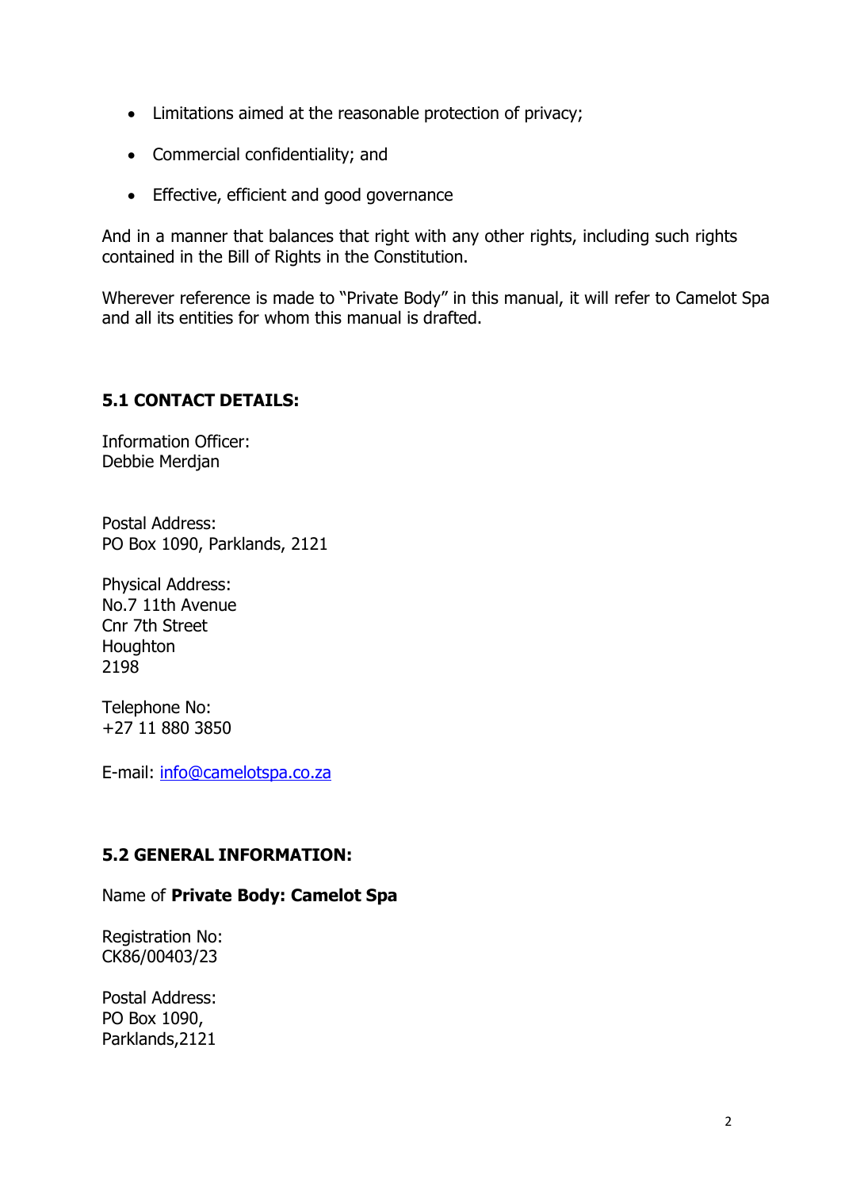- Limitations aimed at the reasonable protection of privacy;
- Commercial confidentiality; and
- Effective, efficient and good governance

And in a manner that balances that right with any other rights, including such rights contained in the Bill of Rights in the Constitution.

Wherever reference is made to "Private Body" in this manual, it will refer to Camelot Spa and all its entities for whom this manual is drafted.

### 5.1 CONTACT DETAILS:

Information Officer:
Debbie Merdjan

Postal Address:
PO Box 1090, Parklands, 2121

Physical Address:
No.7 11th Avenue
Cnr 7th Street
Houghton
2198

Telephone No:
+27 11 880 3850

E-mail: info@camelotspa.co.za

### 5.2 GENERAL INFORMATION:

Name of **Private Body: Camelot Spa**

Registration No:
CK86/00403/23

Postal Address:
PO Box 1090,
Parklands,2121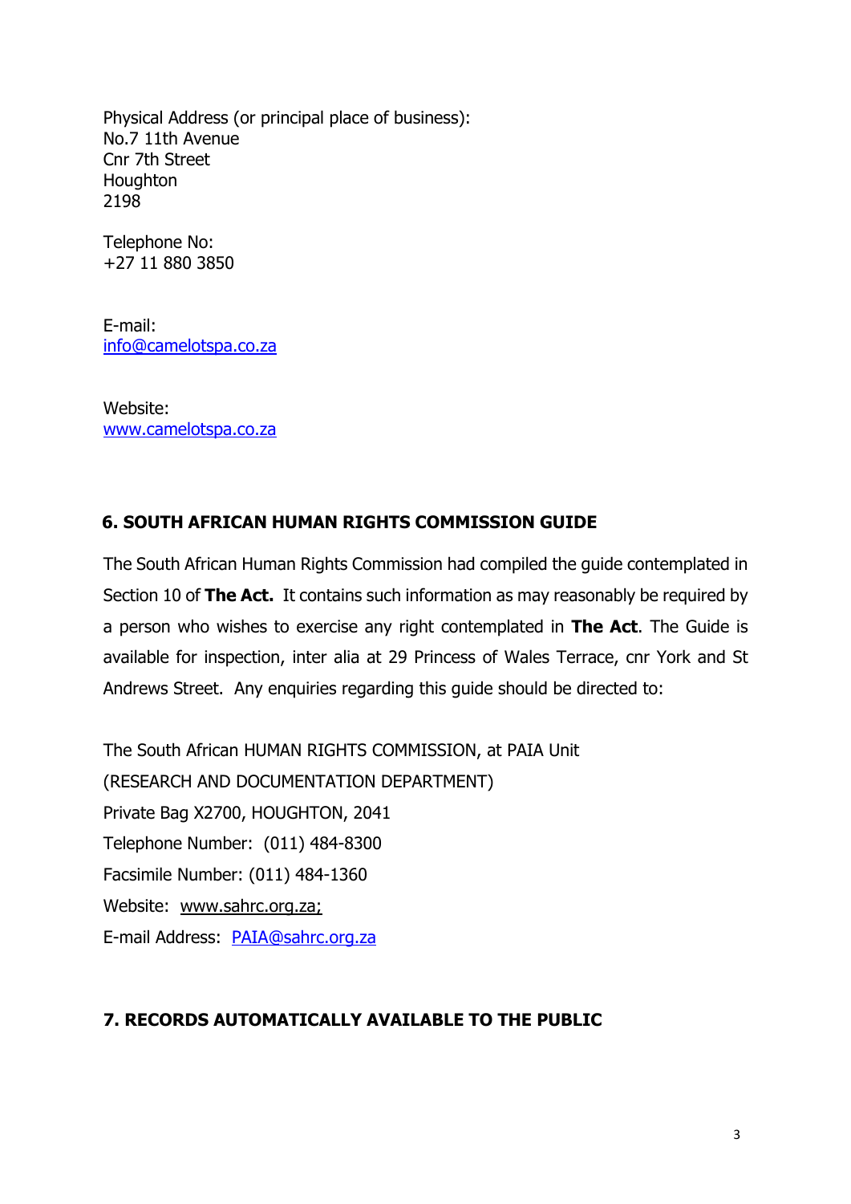Physical Address (or principal place of business):
No.7 11th Avenue
Cnr 7th Street
Houghton
2198

Telephone No:
+27 11 880 3850

E-mail:
info@camelotspa.co.za

Website:
www.camelotspa.co.za

## 6. SOUTH AFRICAN HUMAN RIGHTS COMMISSION GUIDE

The South African Human Rights Commission had compiled the guide contemplated in Section 10 of **The Act.** It contains such information as may reasonably be required by a person who wishes to exercise any right contemplated in **The Act**. The Guide is available for inspection, inter alia at 29 Princess of Wales Terrace, cnr York and St Andrews Street. Any enquiries regarding this guide should be directed to:

The South African HUMAN RIGHTS COMMISSION, at PAIA Unit
(RESEARCH AND DOCUMENTATION DEPARTMENT)
Private Bag X2700, HOUGHTON, 2041
Telephone Number: (011) 484-8300
Facsimile Number: (011) 484-1360
Website: www.sahrc.org.za;
E-mail Address: PAIA@sahrc.org.za

## 7. RECORDS AUTOMATICALLY AVAILABLE TO THE PUBLIC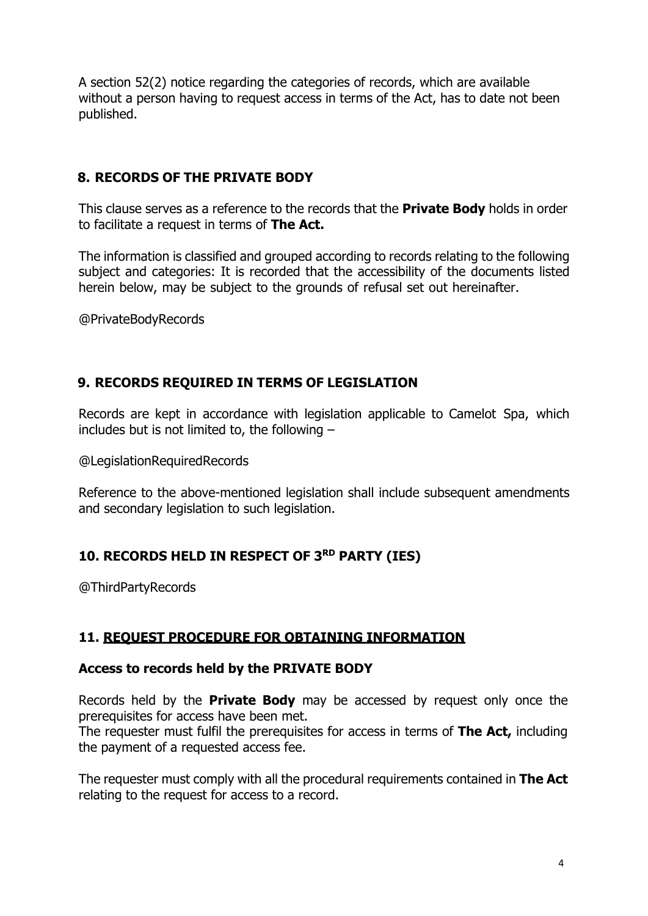A section 52(2) notice regarding the categories of records, which are available without a person having to request access in terms of the Act, has to date not been published.

## 8. RECORDS OF THE PRIVATE BODY

This clause serves as a reference to the records that the **Private Body** holds in order to facilitate a request in terms of **The Act.**

The information is classified and grouped according to records relating to the following subject and categories: It is recorded that the accessibility of the documents listed herein below, may be subject to the grounds of refusal set out hereinafter.

@PrivateBodyRecords

## 9. RECORDS REQUIRED IN TERMS OF LEGISLATION

Records are kept in accordance with legislation applicable to Camelot Spa, which includes but is not limited to, the following –

@LegislationRequiredRecords

Reference to the above-mentioned legislation shall include subsequent amendments and secondary legislation to such legislation.

## 10. RECORDS HELD IN RESPECT OF 3RD PARTY (IES)

@ThirdPartyRecords

## 11. REQUEST PROCEDURE FOR OBTAINING INFORMATION

### Access to records held by the PRIVATE BODY

Records held by the **Private Body** may be accessed by request only once the prerequisites for access have been met.
The requester must fulfil the prerequisites for access in terms of **The Act,** including the payment of a requested access fee.

The requester must comply with all the procedural requirements contained in **The Act** relating to the request for access to a record.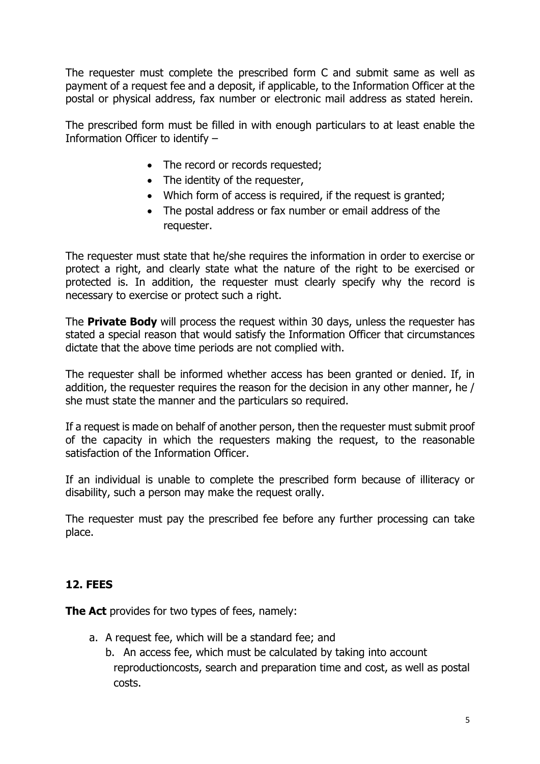The requester must complete the prescribed form C and submit same as well as payment of a request fee and a deposit, if applicable, to the Information Officer at the postal or physical address, fax number or electronic mail address as stated herein.

The prescribed form must be filled in with enough particulars to at least enable the Information Officer to identify –

- The record or records requested;
- The identity of the requester,
- Which form of access is required, if the request is granted;
- The postal address or fax number or email address of the requester.

The requester must state that he/she requires the information in order to exercise or protect a right, and clearly state what the nature of the right to be exercised or protected is. In addition, the requester must clearly specify why the record is necessary to exercise or protect such a right.

The **Private Body** will process the request within 30 days, unless the requester has stated a special reason that would satisfy the Information Officer that circumstances dictate that the above time periods are not complied with.

The requester shall be informed whether access has been granted or denied. If, in addition, the requester requires the reason for the decision in any other manner, he / she must state the manner and the particulars so required.

If a request is made on behalf of another person, then the requester must submit proof of the capacity in which the requesters making the request, to the reasonable satisfaction of the Information Officer.

If an individual is unable to complete the prescribed form because of illiteracy or disability, such a person may make the request orally.

The requester must pay the prescribed fee before any further processing can take place.

## 12. FEES

**The Act** provides for two types of fees, namely:

a. A request fee, which will be a standard fee; and
b. An access fee, which must be calculated by taking into account reproductioncosts, search and preparation time and cost, as well as postal costs.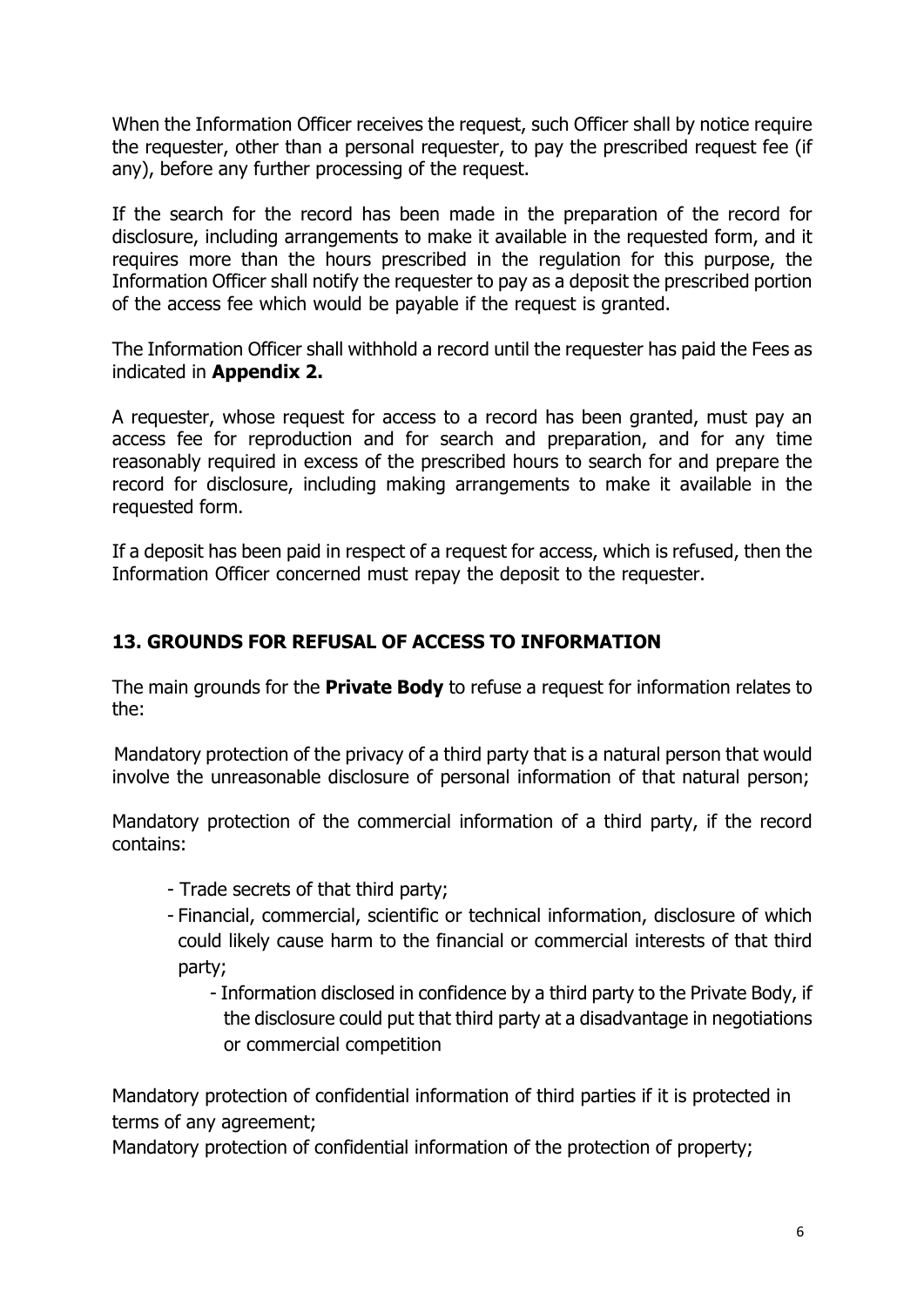When the Information Officer receives the request, such Officer shall by notice require the requester, other than a personal requester, to pay the prescribed request fee (if any), before any further processing of the request.

If the search for the record has been made in the preparation of the record for disclosure, including arrangements to make it available in the requested form, and it requires more than the hours prescribed in the regulation for this purpose, the Information Officer shall notify the requester to pay as a deposit the prescribed portion of the access fee which would be payable if the request is granted.

The Information Officer shall withhold a record until the requester has paid the Fees as indicated in **Appendix 2.**

A requester, whose request for access to a record has been granted, must pay an access fee for reproduction and for search and preparation, and for any time reasonably required in excess of the prescribed hours to search for and prepare the record for disclosure, including making arrangements to make it available in the requested form.

If a deposit has been paid in respect of a request for access, which is refused, then the Information Officer concerned must repay the deposit to the requester.

## 13. GROUNDS FOR REFUSAL OF ACCESS TO INFORMATION

The main grounds for the **Private Body** to refuse a request for information relates to the:

Mandatory protection of the privacy of a third party that is a natural person that would involve the unreasonable disclosure of personal information of that natural person;

Mandatory protection of the commercial information of a third party, if the record contains:

- Trade secrets of that third party;
- Financial, commercial, scientific or technical information, disclosure of which could likely cause harm to the financial or commercial interests of that third party;
    - Information disclosed in confidence by a third party to the Private Body, if the disclosure could put that third party at a disadvantage in negotiations or commercial competition

Mandatory protection of confidential information of third parties if it is protected in terms of any agreement;
Mandatory protection of confidential information of the protection of property;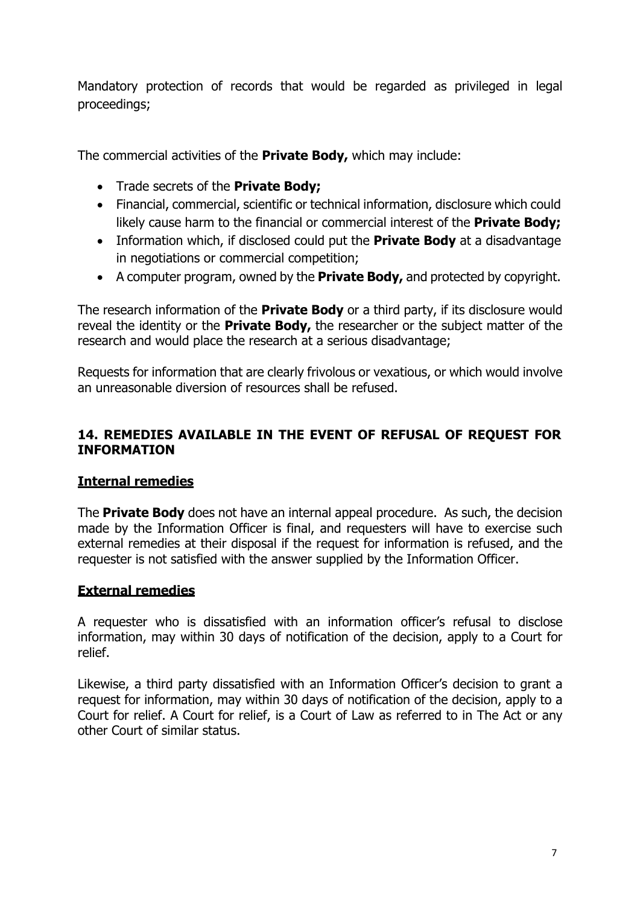Mandatory protection of records that would be regarded as privileged in legal proceedings;

The commercial activities of the **Private Body,** which may include:

- Trade secrets of the **Private Body;**
- Financial, commercial, scientific or technical information, disclosure which could likely cause harm to the financial or commercial interest of the **Private Body;**
- Information which, if disclosed could put the **Private Body** at a disadvantage in negotiations or commercial competition;
- A computer program, owned by the **Private Body,** and protected by copyright.

The research information of the **Private Body** or a third party, if its disclosure would reveal the identity or the **Private Body,** the researcher or the subject matter of the research and would place the research at a serious disadvantage;

Requests for information that are clearly frivolous or vexatious, or which would involve an unreasonable diversion of resources shall be refused.

## 14. REMEDIES AVAILABLE IN THE EVENT OF REFUSAL OF REQUEST FOR INFORMATION

### Internal remedies

The **Private Body** does not have an internal appeal procedure. As such, the decision made by the Information Officer is final, and requesters will have to exercise such external remedies at their disposal if the request for information is refused, and the requester is not satisfied with the answer supplied by the Information Officer.

### External remedies

A requester who is dissatisfied with an information officer's refusal to disclose information, may within 30 days of notification of the decision, apply to a Court for relief.

Likewise, a third party dissatisfied with an Information Officer's decision to grant a request for information, may within 30 days of notification of the decision, apply to a Court for relief. A Court for relief, is a Court of Law as referred to in The Act or any other Court of similar status.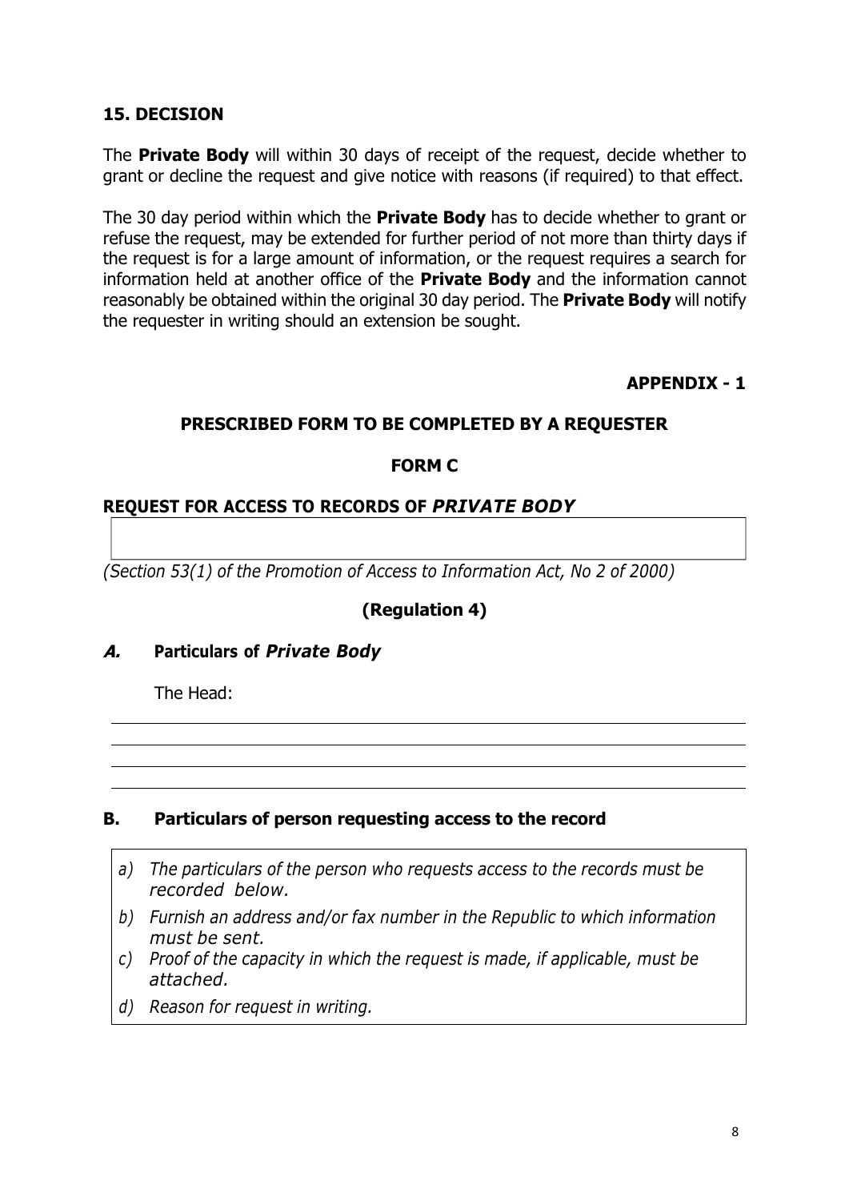## 15. DECISION

The **Private Body** will within 30 days of receipt of the request, decide whether to grant or decline the request and give notice with reasons (if required) to that effect.

The 30 day period within which the **Private Body** has to decide whether to grant or refuse the request, may be extended for further period of not more than thirty days if the request is for a large amount of information, or the request requires a search for information held at another office of the **Private Body** and the information cannot reasonably be obtained within the original 30 day period. The **Private Body** will notify the requester in writing should an extension be sought.

**APPENDIX - 1**

## PRESCRIBED FORM TO BE COMPLETED BY A REQUESTER

## FORM C

## REQUEST FOR ACCESS TO RECORDS OF *PRIVATE BODY*

*(Section 53(1) of the Promotion of Access to Information Act, No 2 of 2000)*

**(Regulation 4)**

### *A.* Particulars of *Private Body*

The Head:

### B. Particulars of person requesting access to the record

a) *The particulars of the person who requests access to the records must be recorded below.*
b) *Furnish an address and/or fax number in the Republic to which information must be sent.*
c) *Proof of the capacity in which the request is made, if applicable, must be attached.*
d) *Reason for request in writing.*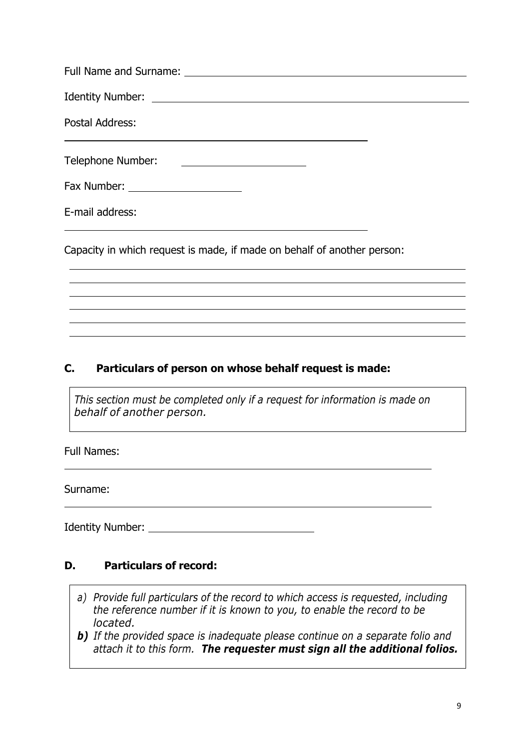Full Name and Surname: ______________________________________________

Identity Number: ______________________________________________

Postal Address:

______________________________________________

Telephone Number: ______________________

Fax Number: ______________________

E-mail address:

______________________________________________

Capacity in which request is made, if made on behalf of another person:

______________________________________________

______________________________________________

______________________________________________

______________________________________________

______________________________________________

______________________________________________

## C. Particulars of person on whose behalf request is made:

*This section must be completed only if a request for information is made on behalf of another person.*

Full Names:

______________________________________________

Surname:

______________________________________________

Identity Number: ______________________________

## D. Particulars of record:

a) *Provide full particulars of the record to which access is requested, including the reference number if it is known to you, to enable the record to be located.*

***b)*** *If the provided space is inadequate please continue on a separate folio and attach it to this form.* ***The requester must sign all the additional folios.***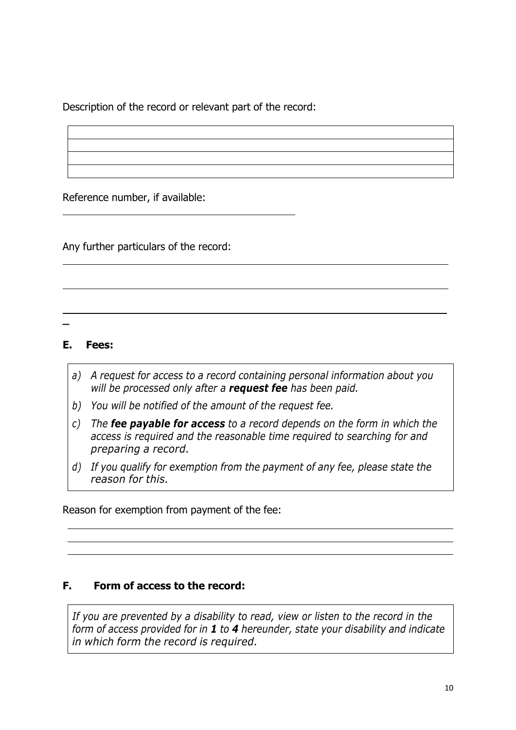Description of the record or relevant part of the record:

| |
|---|
| |
| |
| |

Reference number, if available:

\_\_\_\_\_\_\_\_\_\_\_\_\_\_\_\_\_\_\_\_\_\_\_\_\_\_\_\_\_\_\_\_\_\_\_\_

Any further particulars of the record:

\_\_\_\_\_\_\_\_\_\_\_\_\_\_\_\_\_\_\_\_\_\_\_\_\_\_\_\_\_\_\_\_\_\_\_\_\_\_\_\_\_\_\_\_\_\_\_\_\_\_\_\_\_\_\_\_\_\_

\_\_\_\_\_\_\_\_\_\_\_\_\_\_\_\_\_\_\_\_\_\_\_\_\_\_\_\_\_\_\_\_\_\_\_\_\_\_\_\_\_\_\_\_\_\_\_\_\_\_\_\_\_\_\_\_\_\_

\_\_\_\_\_\_\_\_\_\_\_\_\_\_\_\_\_\_\_\_\_\_\_\_\_\_\_\_\_\_\_\_\_\_\_\_\_\_\_\_\_\_\_\_\_\_\_\_\_\_\_\_\_\_\_\_\_\_

## E. Fees:

- *a) A request for access to a record containing personal information about you will be processed only after a **request fee** has been paid.*
- *b) You will be notified of the amount of the request fee.*
- *c) The **fee payable for access** to a record depends on the form in which the access is required and the reasonable time required to searching for and preparing a record.*
- *d) If you qualify for exemption from the payment of any fee, please state the reason for this.*

Reason for exemption from payment of the fee:

\_\_\_\_\_\_\_\_\_\_\_\_\_\_\_\_\_\_\_\_\_\_\_\_\_\_\_\_\_\_\_\_\_\_\_\_\_\_\_\_\_\_\_\_\_\_\_\_\_\_\_\_\_\_\_\_\_\_

\_\_\_\_\_\_\_\_\_\_\_\_\_\_\_\_\_\_\_\_\_\_\_\_\_\_\_\_\_\_\_\_\_\_\_\_\_\_\_\_\_\_\_\_\_\_\_\_\_\_\_\_\_\_\_\_\_\_

\_\_\_\_\_\_\_\_\_\_\_\_\_\_\_\_\_\_\_\_\_\_\_\_\_\_\_\_\_\_\_\_\_\_\_\_\_\_\_\_\_\_\_\_\_\_\_\_\_\_\_\_\_\_\_\_\_\_

## F. Form of access to the record:

*If you are prevented by a disability to read, view or listen to the record in the form of access provided for in **1** to **4** hereunder, state your disability and indicate in which form the record is required.*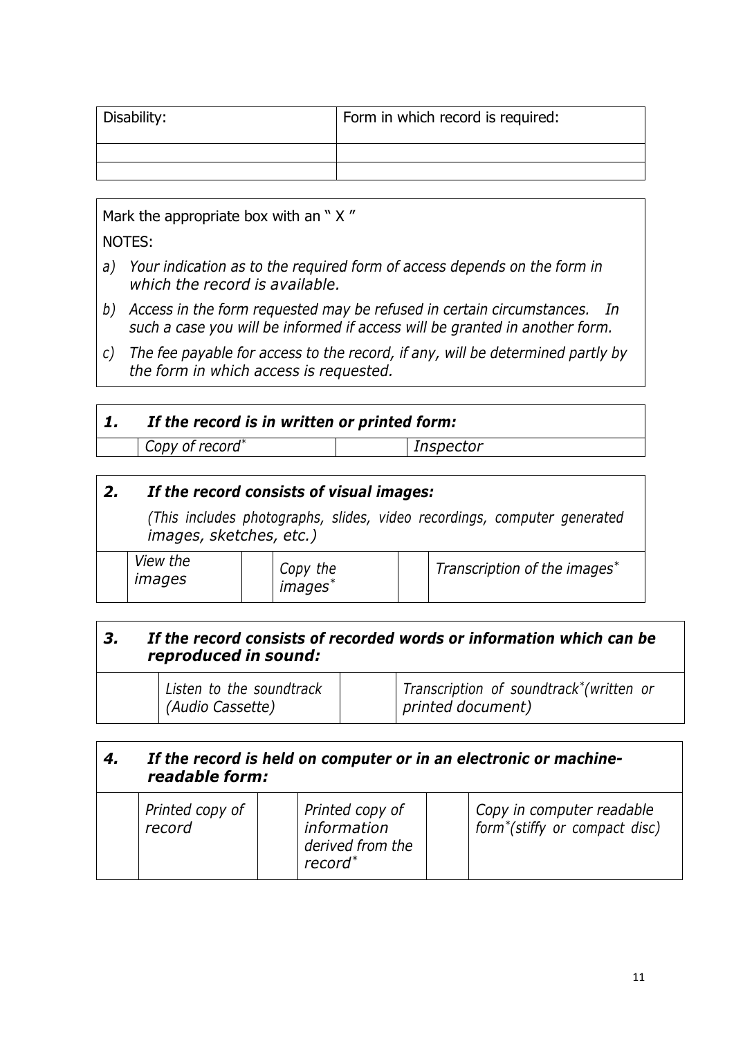| Disability: | Form in which record is required: |
|---|---|
| | |
| | |

Mark the appropriate box with an " X "

NOTES:

a) *Your indication as to the required form of access depends on the form in which the record is available.*
b) *Access in the form requested may be refused in certain circumstances. In such a case you will be informed if access will be granted in another form.*
c) *The fee payable for access to the record, if any, will be determined partly by the form in which access is requested.*

| ***1.*** | ***If the record is in written or printed form:*** | | |
|---|---|---|---|
| | *Copy of record** | | *Inspector* |

| ***2.*** | ***If the record consists of visual images:*** <br> *(This includes photographs, slides, video recordings, computer generated images, sketches, etc.)* | | | | |
|---|---|---|---|---|---|
| | *View the images* | | *Copy the images** | | *Transcription of the images** |

| ***3.*** | ***If the record consists of recorded words or information which can be reproduced in sound:*** | | |
|---|---|---|---|
| | *Listen to the soundtrack (Audio Cassette)* | | *Transcription of soundtrack*(written or printed document)* |

| ***4.*** | ***If the record is held on computer or in an electronic or machine-readable form:*** | | | | |
|---|---|---|---|---|---|
| | *Printed copy of record* | | *Printed copy of information derived from the record** | | *Copy in computer readable form*(stiffy or compact disc)* |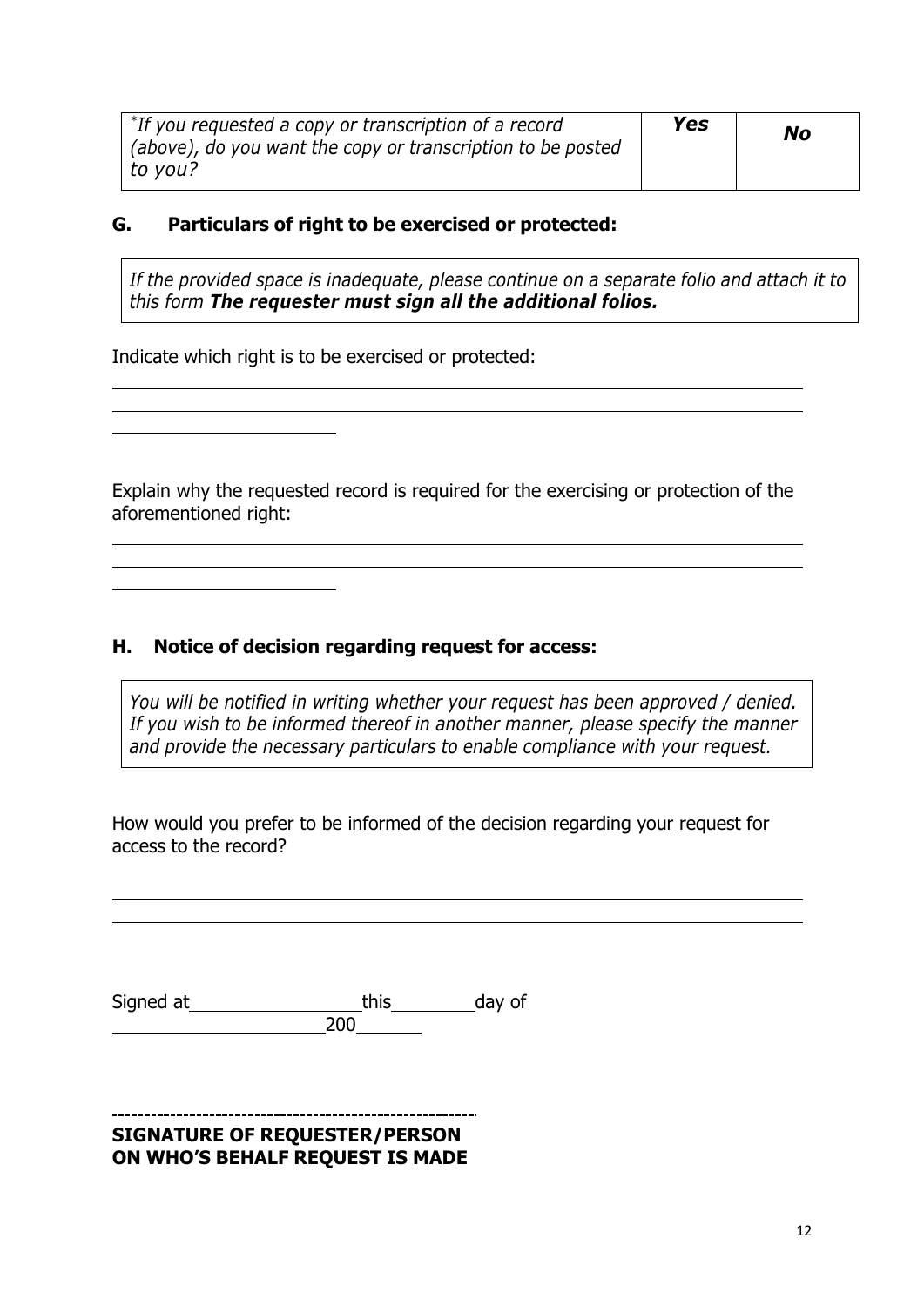| *If you requested a copy or transcription of a record (above), do you want the copy or transcription to be posted to you? | ***Yes*** | ***No*** |
|---|---|---|

## G. Particulars of right to be exercised or protected:

*If the provided space is inadequate, please continue on a separate folio and attach it to this form* ***The requester must sign all the additional folios.***

Indicate which right is to be exercised or protected:

______________________________________________________________________

______________________________________________________________________

____________________

Explain why the requested record is required for the exercising or protection of the aforementioned right:

______________________________________________________________________

______________________________________________________________________

____________________

## H. Notice of decision regarding request for access:

*You will be notified in writing whether your request has been approved / denied. If you wish to be informed thereof in another manner, please specify the manner and provide the necessary particulars to enable compliance with your request.*

How would you prefer to be informed of the decision regarding your request for access to the record?

______________________________________________________________________

______________________________________________________________________

Signed at ______________ this ________ day of ____________________ 200______

-------------------------------------------------------

**SIGNATURE OF REQUESTER/PERSON ON WHO'S BEHALF REQUEST IS MADE**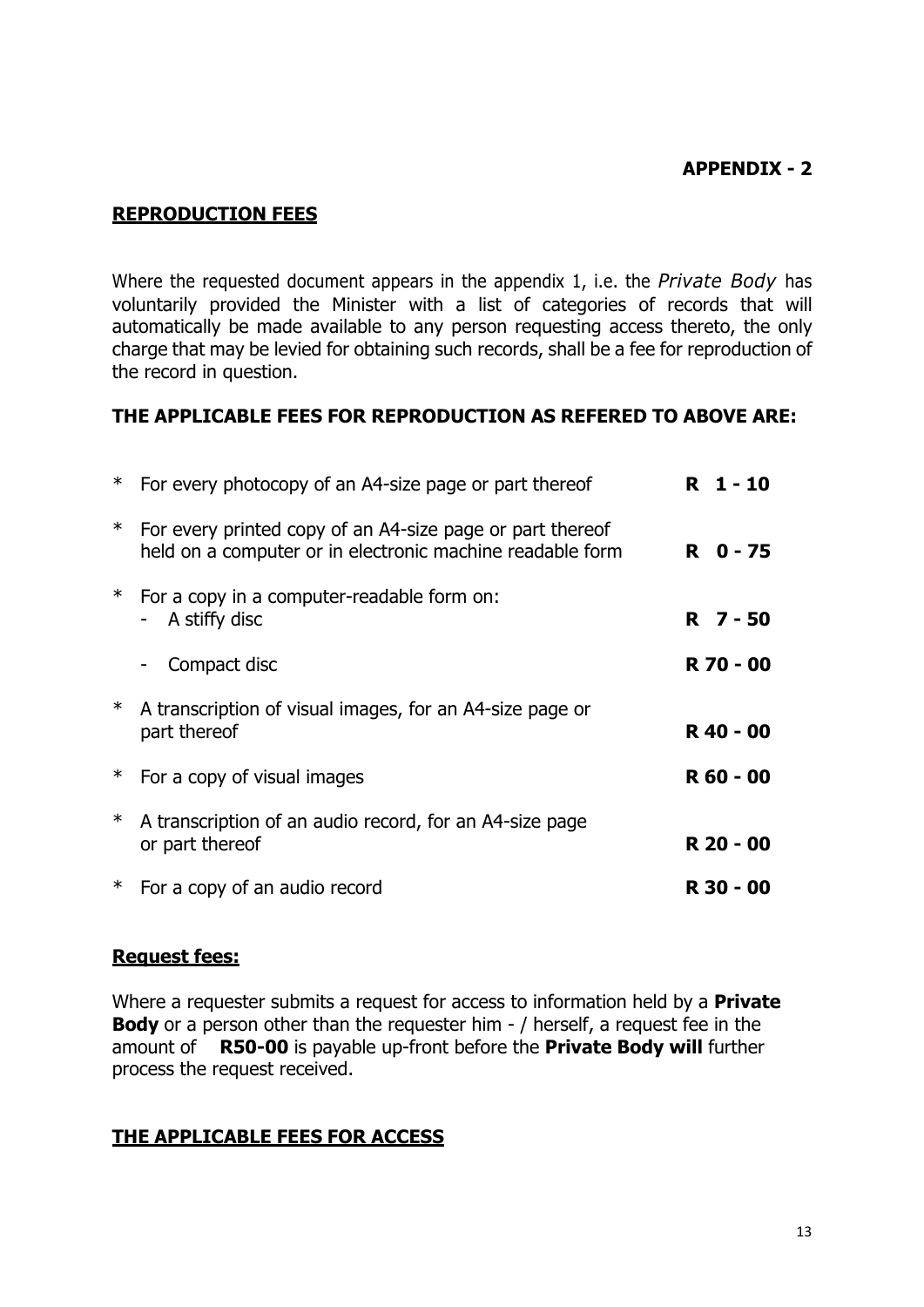**APPENDIX - 2**

## REPRODUCTION FEES

Where the requested document appears in the appendix 1, i.e. the *Private Body* has voluntarily provided the Minister with a list of categories of records that will automatically be made available to any person requesting access thereto, the only charge that may be levied for obtaining such records, shall be a fee for reproduction of the record in question.

**THE APPLICABLE FEES FOR REPRODUCTION AS REFERED TO ABOVE ARE:**

| | |
|---|---|
| * For every photocopy of an A4-size page or part thereof | **R 1 - 10** |
| * For every printed copy of an A4-size page or part thereof held on a computer or in electronic machine readable form | **R 0 - 75** |
| * For a copy in a computer-readable form on: - A stiffy disc | **R 7 - 50** |
| - Compact disc | **R 70 - 00** |
| * A transcription of visual images, for an A4-size page or part thereof | **R 40 - 00** |
| * For a copy of visual images | **R 60 - 00** |
| * A transcription of an audio record, for an A4-size page or part thereof | **R 20 - 00** |
| * For a copy of an audio record | **R 30 - 00** |

**Request fees:**

Where a requester submits a request for access to information held by a **Private Body** or a person other than the requester him - / herself, a request fee in the amount of **R50-00** is payable up-front before the **Private Body will** further process the request received.

**THE APPLICABLE FEES FOR ACCESS**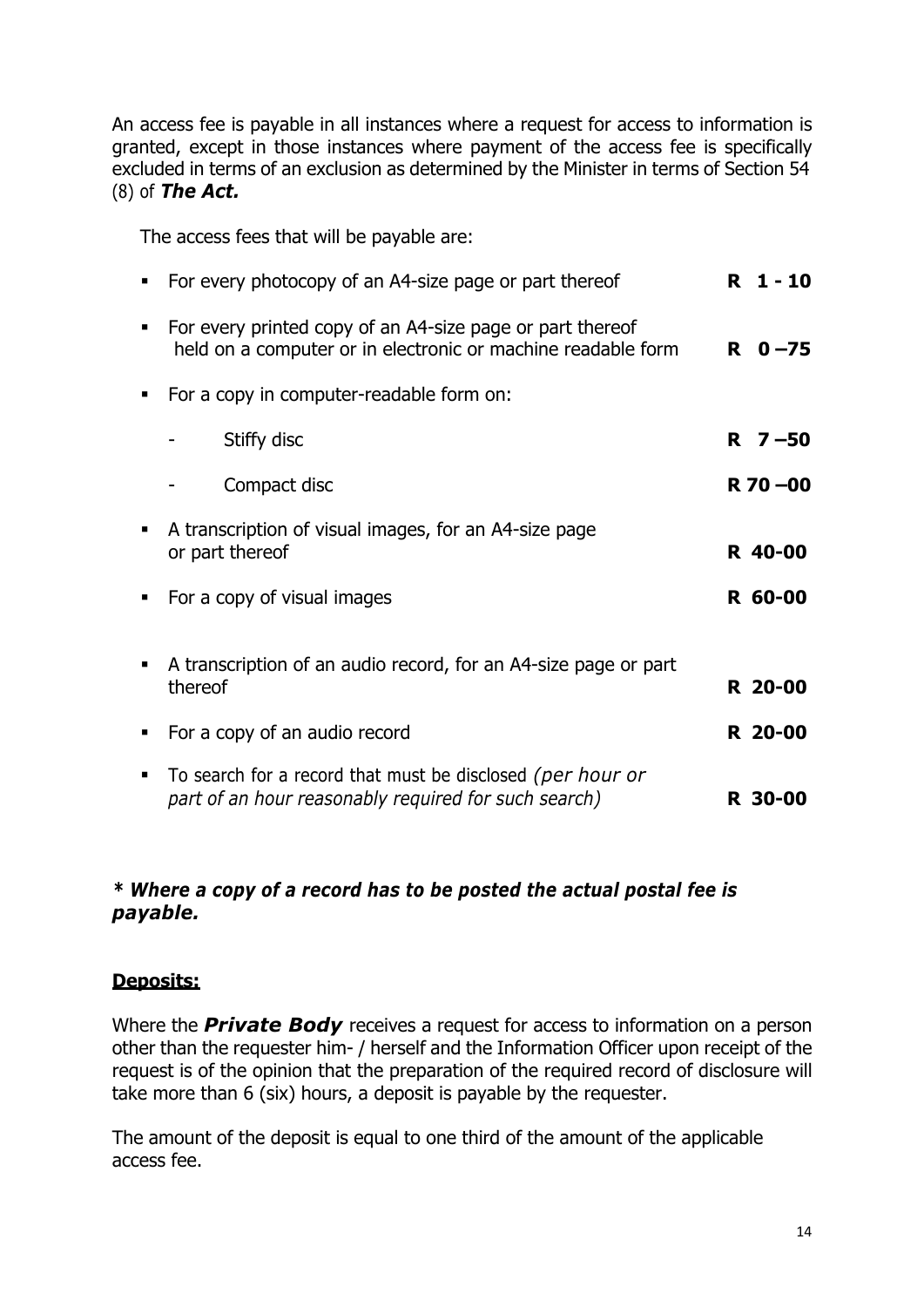An access fee is payable in all instances where a request for access to information is granted, except in those instances where payment of the access fee is specifically excluded in terms of an exclusion as determined by the Minister in terms of Section 54 (8) of ***The Act.***

The access fees that will be payable are:

- For every photocopy of an A4-size page or part thereof **R 1 - 10**
- For every printed copy of an A4-size page or part thereof held on a computer or in electronic or machine readable form **R 0 –75**
- For a copy in computer-readable form on:
  - Stiffy disc **R 7 –50**
  - Compact disc **R 70 –00**
- A transcription of visual images, for an A4-size page or part thereof **R 40-00**
- For a copy of visual images **R 60-00**
- A transcription of an audio record, for an A4-size page or part thereof **R 20-00**
- For a copy of an audio record **R 20-00**
- To search for a record that must be disclosed *(per hour or part of an hour reasonably required for such search)* **R 30-00**

***\* Where a copy of a record has to be posted the actual postal fee is payable.***

**Deposits:**

Where the ***Private Body*** receives a request for access to information on a person other than the requester him- / herself and the Information Officer upon receipt of the request is of the opinion that the preparation of the required record of disclosure will take more than 6 (six) hours, a deposit is payable by the requester.

The amount of the deposit is equal to one third of the amount of the applicable access fee.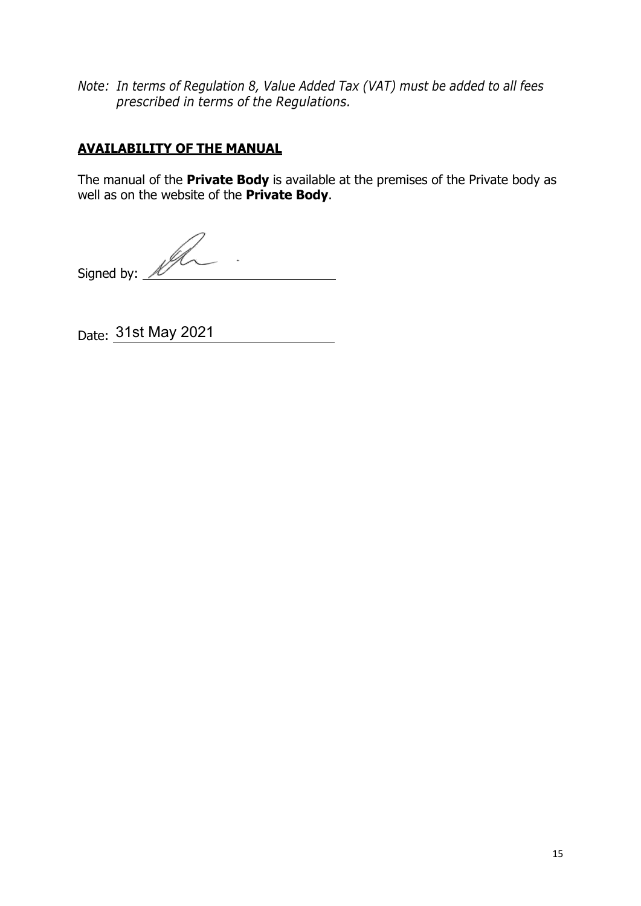*Note: In terms of Regulation 8, Value Added Tax (VAT) must be added to all fees prescribed in terms of the Regulations.*

## **AVAILABILITY OF THE MANUAL**

The manual of the **Private Body** is available at the premises of the Private body as well as on the website of the **Private Body**.

Signed by: ______________________

Date: 31st May 2021